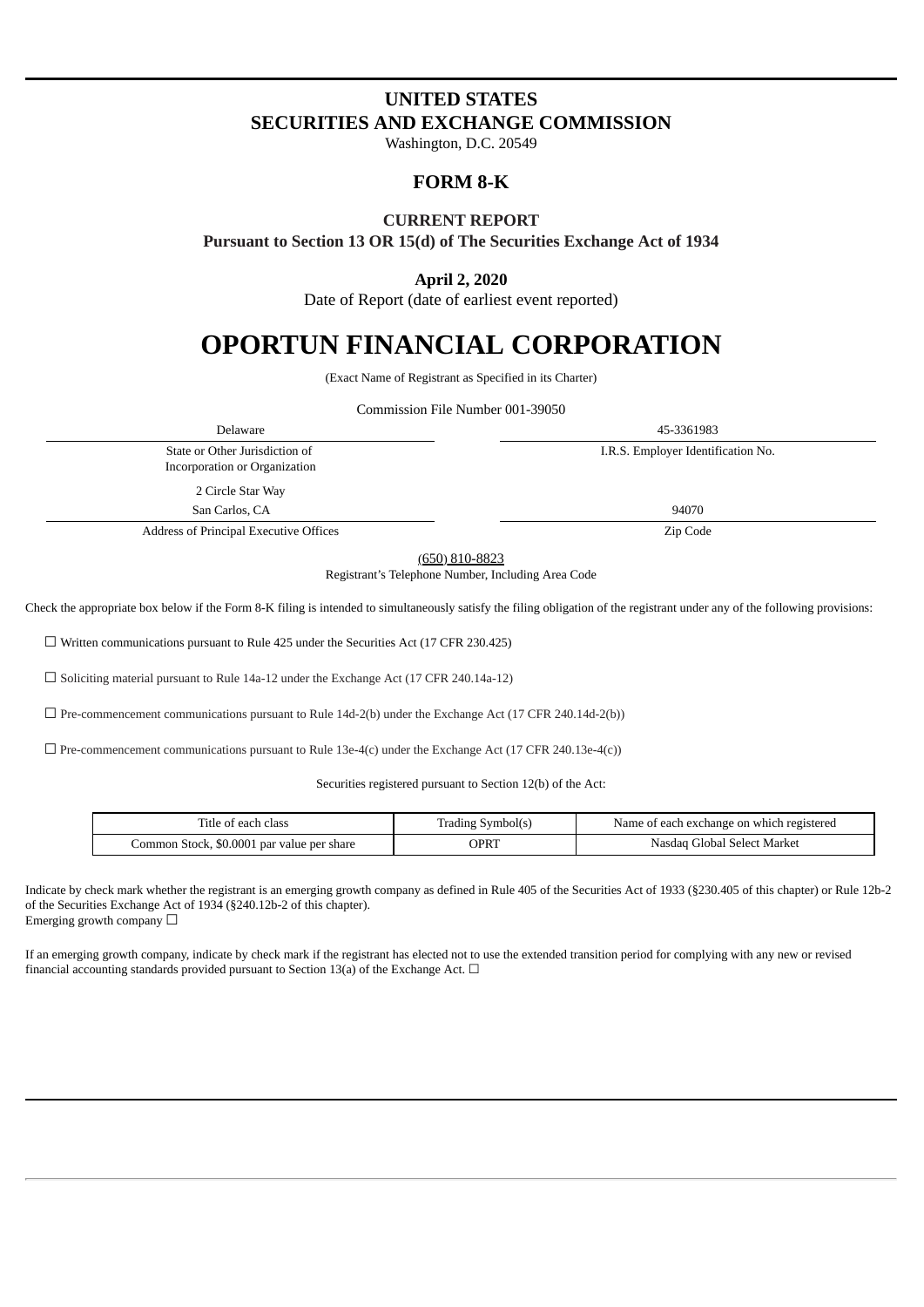# UNITED STATES
# SECURITIES AND EXCHANGE COMMISSION

Washington, D.C. 20549

## FORM 8-K

### CURRENT REPORT

**Pursuant to Section 13 OR 15(d) of The Securities Exchange Act of 1934**

**April 2, 2020**

Date of Report (date of earliest event reported)

# OPORTUN FINANCIAL CORPORATION

(Exact Name of Registrant as Specified in its Charter)

Commission File Number 001-39050

| Delaware | 45-3361983 |
|---|---|
| State or Other Jurisdiction of Incorporation or Organization | I.R.S. Employer Identification No. |
| 2 Circle Star Way San Carlos, CA | 94070 |
| Address of Principal Executive Offices | Zip Code |

(650) 810-8823

Registrant's Telephone Number, Including Area Code

Check the appropriate box below if the Form 8-K filing is intended to simultaneously satisfy the filing obligation of the registrant under any of the following provisions:

☐ Written communications pursuant to Rule 425 under the Securities Act (17 CFR 230.425)

☐ Soliciting material pursuant to Rule 14a-12 under the Exchange Act (17 CFR 240.14a-12)

☐ Pre-commencement communications pursuant to Rule 14d-2(b) under the Exchange Act (17 CFR 240.14d-2(b))

☐ Pre-commencement communications pursuant to Rule 13e-4(c) under the Exchange Act (17 CFR 240.13e-4(c))

Securities registered pursuant to Section 12(b) of the Act:

| Title of each class | Trading Symbol(s) | Name of each exchange on which registered |
|---|---|---|
| Common Stock, $0.0001 par value per share | OPRT | Nasdaq Global Select Market |

Indicate by check mark whether the registrant is an emerging growth company as defined in Rule 405 of the Securities Act of 1933 (§230.405 of this chapter) or Rule 12b-2 of the Securities Exchange Act of 1934 (§240.12b-2 of this chapter).
Emerging growth company ☐

If an emerging growth company, indicate by check mark if the registrant has elected not to use the extended transition period for complying with any new or revised financial accounting standards provided pursuant to Section 13(a) of the Exchange Act. ☐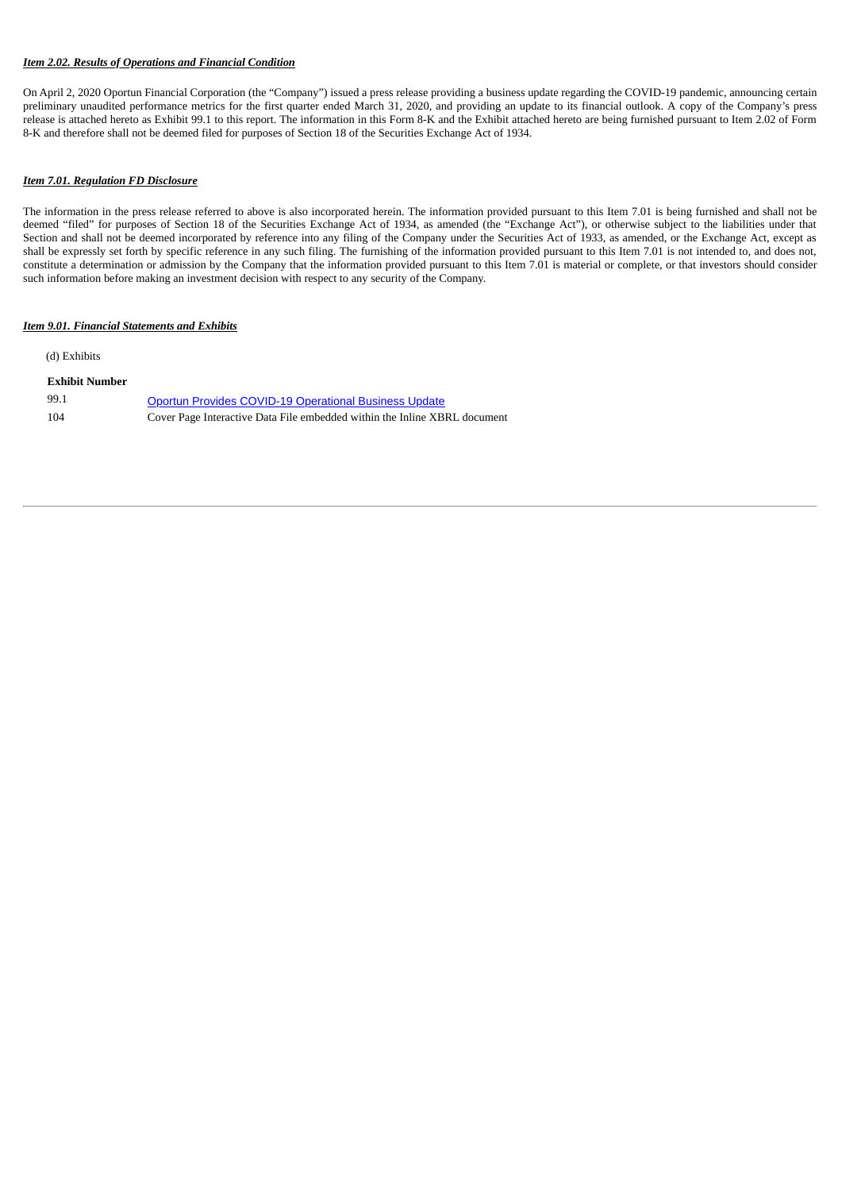***Item 2.02. Results of Operations and Financial Condition***

On April 2, 2020 Oportun Financial Corporation (the "Company") issued a press release providing a business update regarding the COVID-19 pandemic, announcing certain preliminary unaudited performance metrics for the first quarter ended March 31, 2020, and providing an update to its financial outlook. A copy of the Company's press release is attached hereto as Exhibit 99.1 to this report. The information in this Form 8-K and the Exhibit attached hereto are being furnished pursuant to Item 2.02 of Form 8-K and therefore shall not be deemed filed for purposes of Section 18 of the Securities Exchange Act of 1934.

***Item 7.01. Regulation FD Disclosure***

The information in the press release referred to above is also incorporated herein. The information provided pursuant to this Item 7.01 is being furnished and shall not be deemed "filed" for purposes of Section 18 of the Securities Exchange Act of 1934, as amended (the "Exchange Act"), or otherwise subject to the liabilities under that Section and shall not be deemed incorporated by reference into any filing of the Company under the Securities Act of 1933, as amended, or the Exchange Act, except as shall be expressly set forth by specific reference in any such filing. The furnishing of the information provided pursuant to this Item 7.01 is not intended to, and does not, constitute a determination or admission by the Company that the information provided pursuant to this Item 7.01 is material or complete, or that investors should consider such information before making an investment decision with respect to any security of the Company.

***Item 9.01. Financial Statements and Exhibits***

(d) Exhibits

| **Exhibit Number** | |
|---|---|
| 99.1 | Oportun Provides COVID-19 Operational Business Update |
| 104 | Cover Page Interactive Data File embedded within the Inline XBRL document |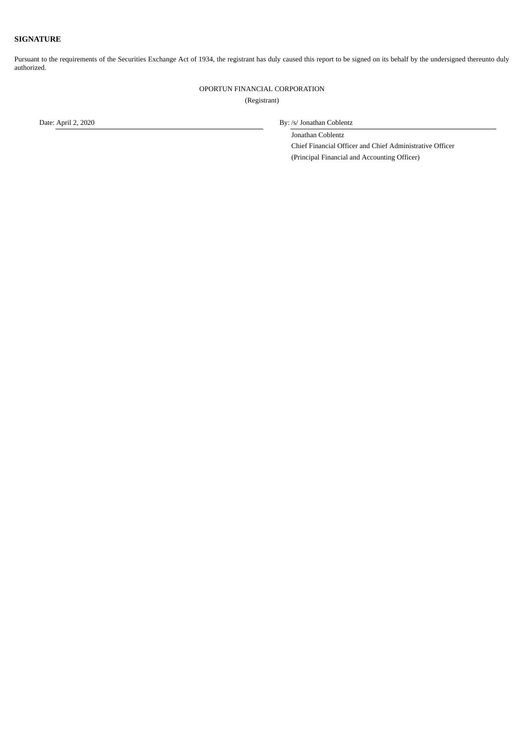**SIGNATURE**

Pursuant to the requirements of the Securities Exchange Act of 1934, the registrant has duly caused this report to be signed on its behalf by the undersigned thereunto duly authorized.

OPORTUN FINANCIAL CORPORATION

(Registrant)

| Date: April 2, 2020 | By: /s/ Jonathan Coblentz |
| --- | --- |
| | Jonathan Coblentz |
| | Chief Financial Officer and Chief Administrative Officer |
| | (Principal Financial and Accounting Officer) |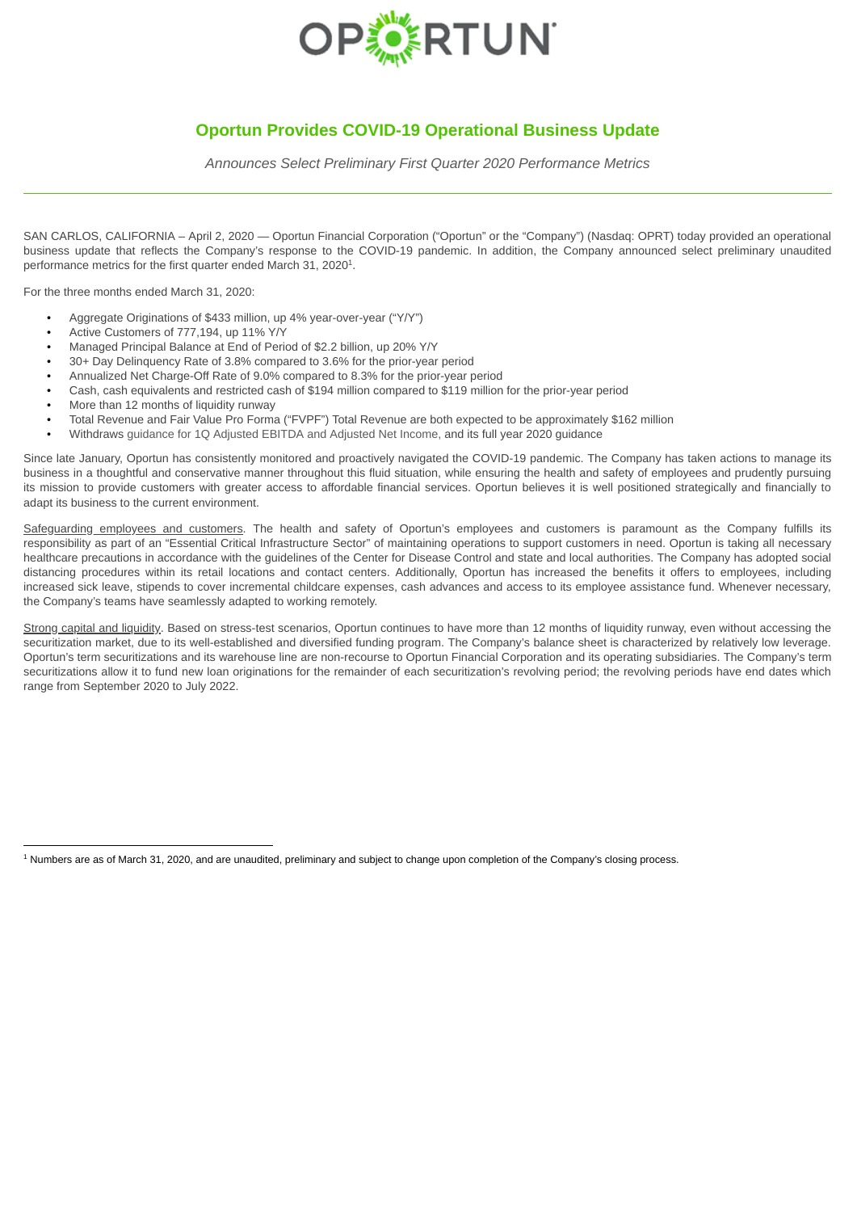OPORTUN

# Oportun Provides COVID-19 Operational Business Update

*Announces Select Preliminary First Quarter 2020 Performance Metrics*

---

SAN CARLOS, CALIFORNIA – April 2, 2020 — Oportun Financial Corporation ("Oportun" or the "Company") (Nasdaq: OPRT) today provided an operational business update that reflects the Company's response to the COVID-19 pandemic. In addition, the Company announced select preliminary unaudited performance metrics for the first quarter ended March 31, 2020[1].

For the three months ended March 31, 2020:

- Aggregate Originations of $433 million, up 4% year-over-year ("Y/Y")
- Active Customers of 777,194, up 11% Y/Y
- Managed Principal Balance at End of Period of $2.2 billion, up 20% Y/Y
- 30+ Day Delinquency Rate of 3.8% compared to 3.6% for the prior-year period
- Annualized Net Charge-Off Rate of 9.0% compared to 8.3% for the prior-year period
- Cash, cash equivalents and restricted cash of $194 million compared to $119 million for the prior-year period
- More than 12 months of liquidity runway
- Total Revenue and Fair Value Pro Forma ("FVPF") Total Revenue are both expected to be approximately $162 million
- Withdraws guidance for 1Q Adjusted EBITDA and Adjusted Net Income, and its full year 2020 guidance

Since late January, Oportun has consistently monitored and proactively navigated the COVID-19 pandemic. The Company has taken actions to manage its business in a thoughtful and conservative manner throughout this fluid situation, while ensuring the health and safety of employees and prudently pursuing its mission to provide customers with greater access to affordable financial services. Oportun believes it is well positioned strategically and financially to adapt its business to the current environment.

Safeguarding employees and customers. The health and safety of Oportun's employees and customers is paramount as the Company fulfills its responsibility as part of an "Essential Critical Infrastructure Sector" of maintaining operations to support customers in need. Oportun is taking all necessary healthcare precautions in accordance with the guidelines of the Center for Disease Control and state and local authorities. The Company has adopted social distancing procedures within its retail locations and contact centers. Additionally, Oportun has increased the benefits it offers to employees, including increased sick leave, stipends to cover incremental childcare expenses, cash advances and access to its employee assistance fund. Whenever necessary, the Company's teams have seamlessly adapted to working remotely.

Strong capital and liquidity. Based on stress-test scenarios, Oportun continues to have more than 12 months of liquidity runway, even without accessing the securitization market, due to its well-established and diversified funding program. The Company's balance sheet is characterized by relatively low leverage. Oportun's term securitizations and its warehouse line are non-recourse to Oportun Financial Corporation and its operating subsidiaries. The Company's term securitizations allow it to fund new loan originations for the remainder of each securitization's revolving period; the revolving periods have end dates which range from September 2020 to July 2022.

---

[1] Numbers are as of March 31, 2020, and are unaudited, preliminary and subject to change upon completion of the Company's closing process.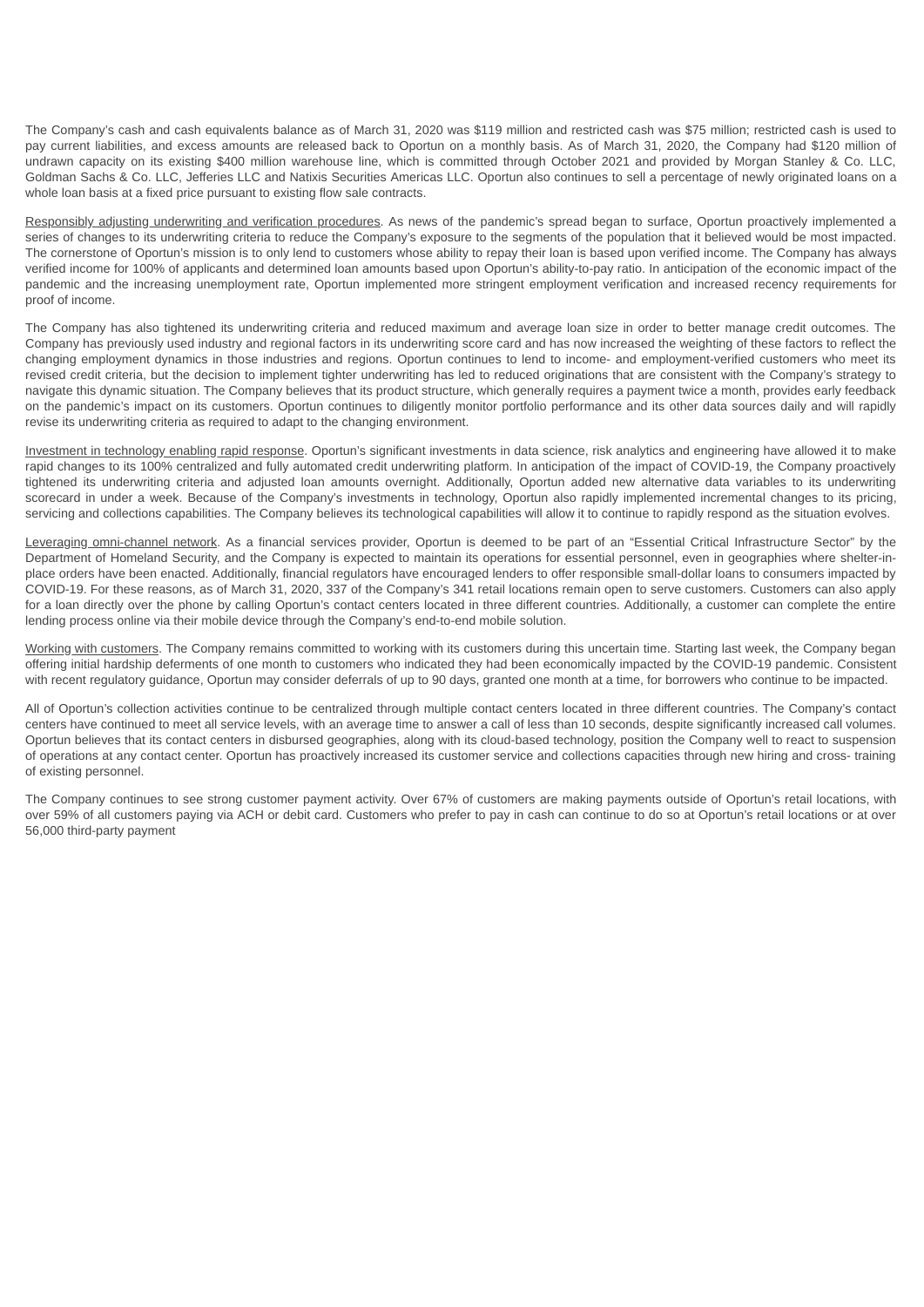The Company's cash and cash equivalents balance as of March 31, 2020 was $119 million and restricted cash was $75 million; restricted cash is used to pay current liabilities, and excess amounts are released back to Oportun on a monthly basis. As of March 31, 2020, the Company had $120 million of undrawn capacity on its existing $400 million warehouse line, which is committed through October 2021 and provided by Morgan Stanley & Co. LLC, Goldman Sachs & Co. LLC, Jefferies LLC and Natixis Securities Americas LLC. Oportun also continues to sell a percentage of newly originated loans on a whole loan basis at a fixed price pursuant to existing flow sale contracts.

Responsibly adjusting underwriting and verification procedures. As news of the pandemic's spread began to surface, Oportun proactively implemented a series of changes to its underwriting criteria to reduce the Company's exposure to the segments of the population that it believed would be most impacted. The cornerstone of Oportun's mission is to only lend to customers whose ability to repay their loan is based upon verified income. The Company has always verified income for 100% of applicants and determined loan amounts based upon Oportun's ability-to-pay ratio. In anticipation of the economic impact of the pandemic and the increasing unemployment rate, Oportun implemented more stringent employment verification and increased recency requirements for proof of income.

The Company has also tightened its underwriting criteria and reduced maximum and average loan size in order to better manage credit outcomes. The Company has previously used industry and regional factors in its underwriting score card and has now increased the weighting of these factors to reflect the changing employment dynamics in those industries and regions. Oportun continues to lend to income- and employment-verified customers who meet its revised credit criteria, but the decision to implement tighter underwriting has led to reduced originations that are consistent with the Company's strategy to navigate this dynamic situation. The Company believes that its product structure, which generally requires a payment twice a month, provides early feedback on the pandemic's impact on its customers. Oportun continues to diligently monitor portfolio performance and its other data sources daily and will rapidly revise its underwriting criteria as required to adapt to the changing environment.

Investment in technology enabling rapid response. Oportun's significant investments in data science, risk analytics and engineering have allowed it to make rapid changes to its 100% centralized and fully automated credit underwriting platform. In anticipation of the impact of COVID-19, the Company proactively tightened its underwriting criteria and adjusted loan amounts overnight. Additionally, Oportun added new alternative data variables to its underwriting scorecard in under a week. Because of the Company's investments in technology, Oportun also rapidly implemented incremental changes to its pricing, servicing and collections capabilities. The Company believes its technological capabilities will allow it to continue to rapidly respond as the situation evolves.

Leveraging omni-channel network. As a financial services provider, Oportun is deemed to be part of an "Essential Critical Infrastructure Sector" by the Department of Homeland Security, and the Company is expected to maintain its operations for essential personnel, even in geographies where shelter-in-place orders have been enacted. Additionally, financial regulators have encouraged lenders to offer responsible small-dollar loans to consumers impacted by COVID-19. For these reasons, as of March 31, 2020, 337 of the Company's 341 retail locations remain open to serve customers. Customers can also apply for a loan directly over the phone by calling Oportun's contact centers located in three different countries. Additionally, a customer can complete the entire lending process online via their mobile device through the Company's end-to-end mobile solution.

Working with customers. The Company remains committed to working with its customers during this uncertain time. Starting last week, the Company began offering initial hardship deferments of one month to customers who indicated they had been economically impacted by the COVID-19 pandemic. Consistent with recent regulatory guidance, Oportun may consider deferrals of up to 90 days, granted one month at a time, for borrowers who continue to be impacted.

All of Oportun's collection activities continue to be centralized through multiple contact centers located in three different countries. The Company's contact centers have continued to meet all service levels, with an average time to answer a call of less than 10 seconds, despite significantly increased call volumes. Oportun believes that its contact centers in disbursed geographies, along with its cloud-based technology, position the Company well to react to suspension of operations at any contact center. Oportun has proactively increased its customer service and collections capacities through new hiring and cross- training of existing personnel.

The Company continues to see strong customer payment activity. Over 67% of customers are making payments outside of Oportun's retail locations, with over 59% of all customers paying via ACH or debit card. Customers who prefer to pay in cash can continue to do so at Oportun's retail locations or at over 56,000 third-party payment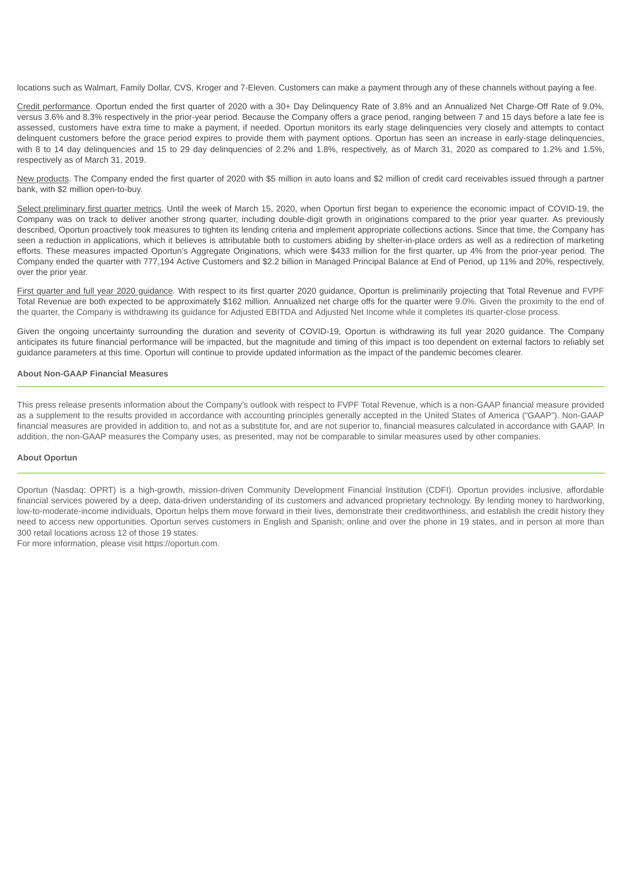locations such as Walmart, Family Dollar, CVS, Kroger and 7-Eleven. Customers can make a payment through any of these channels without paying a fee.

Credit performance. Oportun ended the first quarter of 2020 with a 30+ Day Delinquency Rate of 3.8% and an Annualized Net Charge-Off Rate of 9.0%, versus 3.6% and 8.3% respectively in the prior-year period. Because the Company offers a grace period, ranging between 7 and 15 days before a late fee is assessed, customers have extra time to make a payment, if needed. Oportun monitors its early stage delinquencies very closely and attempts to contact delinquent customers before the grace period expires to provide them with payment options. Oportun has seen an increase in early-stage delinquencies, with 8 to 14 day delinquencies and 15 to 29 day delinquencies of 2.2% and 1.8%, respectively, as of March 31, 2020 as compared to 1.2% and 1.5%, respectively as of March 31, 2019.

New products. The Company ended the first quarter of 2020 with $5 million in auto loans and $2 million of credit card receivables issued through a partner bank, with $2 million open-to-buy.

Select preliminary first quarter metrics. Until the week of March 15, 2020, when Oportun first began to experience the economic impact of COVID-19, the Company was on track to deliver another strong quarter, including double-digit growth in originations compared to the prior year quarter. As previously described, Oportun proactively took measures to tighten its lending criteria and implement appropriate collections actions. Since that time, the Company has seen a reduction in applications, which it believes is attributable both to customers abiding by shelter-in-place orders as well as a redirection of marketing efforts. These measures impacted Oportun's Aggregate Originations, which were $433 million for the first quarter, up 4% from the prior-year period. The Company ended the quarter with 777,194 Active Customers and $2.2 billion in Managed Principal Balance at End of Period, up 11% and 20%, respectively, over the prior year.

First quarter and full year 2020 guidance. With respect to its first quarter 2020 guidance, Oportun is preliminarily projecting that Total Revenue and FVPF Total Revenue are both expected to be approximately $162 million. Annualized net charge offs for the quarter were 9.0%. Given the proximity to the end of the quarter, the Company is withdrawing its guidance for Adjusted EBITDA and Adjusted Net Income while it completes its quarter-close process.

Given the ongoing uncertainty surrounding the duration and severity of COVID-19, Oportun is withdrawing its full year 2020 guidance. The Company anticipates its future financial performance will be impacted, but the magnitude and timing of this impact is too dependent on external factors to reliably set guidance parameters at this time. Oportun will continue to provide updated information as the impact of the pandemic becomes clearer.

**About Non-GAAP Financial Measures**

This press release presents information about the Company's outlook with respect to FVPF Total Revenue, which is a non-GAAP financial measure provided as a supplement to the results provided in accordance with accounting principles generally accepted in the United States of America ("GAAP"). Non-GAAP financial measures are provided in addition to, and not as a substitute for, and are not superior to, financial measures calculated in accordance with GAAP. In addition, the non-GAAP measures the Company uses, as presented, may not be comparable to similar measures used by other companies.

**About Oportun**

Oportun (Nasdaq: OPRT) is a high-growth, mission-driven Community Development Financial Institution (CDFI). Oportun provides inclusive, affordable financial services powered by a deep, data-driven understanding of its customers and advanced proprietary technology. By lending money to hardworking, low-to-moderate-income individuals, Oportun helps them move forward in their lives, demonstrate their creditworthiness, and establish the credit history they need to access new opportunities. Oportun serves customers in English and Spanish; online and over the phone in 19 states, and in person at more than 300 retail locations across 12 of those 19 states.
For more information, please visit https://oportun.com.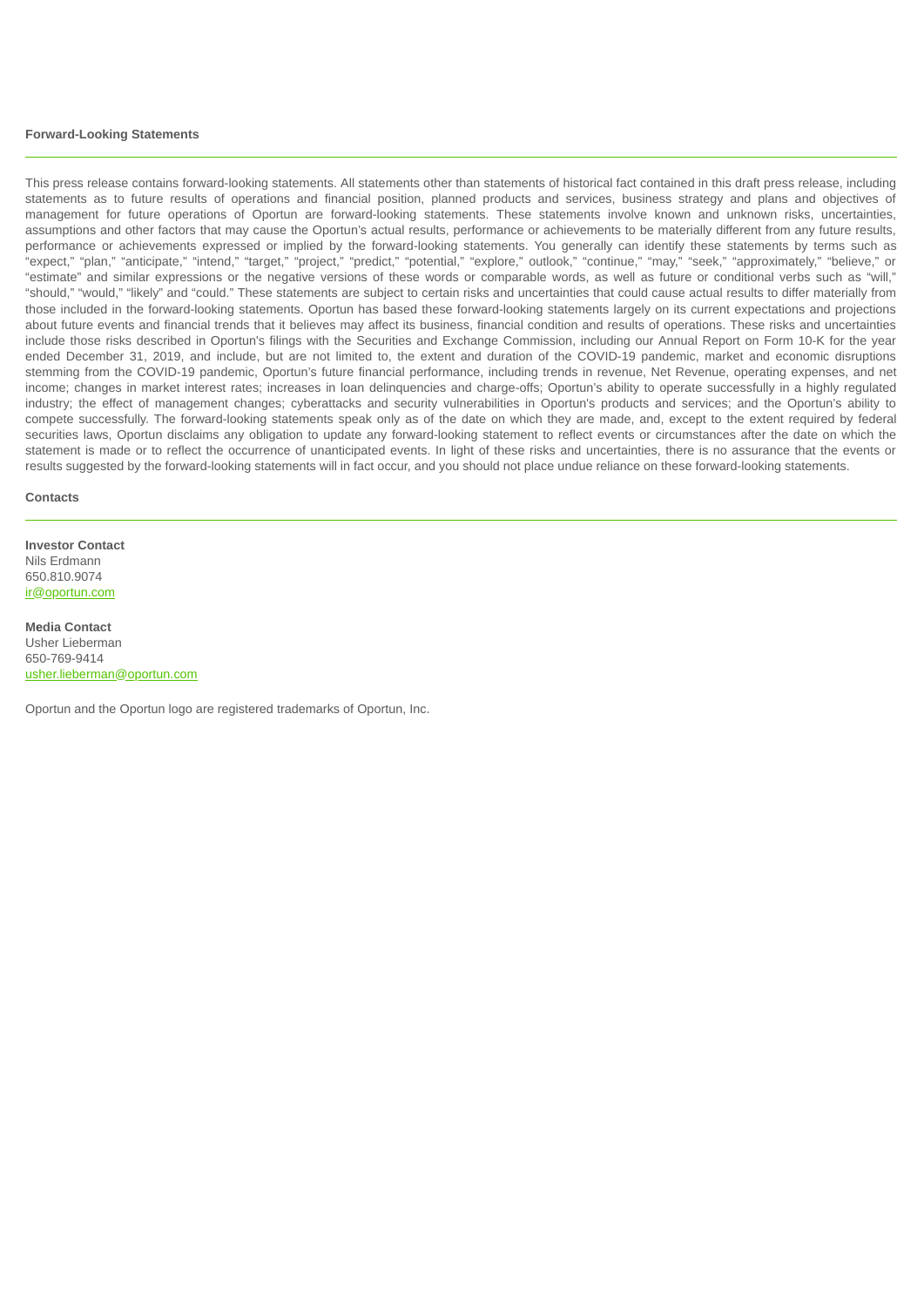**Forward-Looking Statements**

This press release contains forward-looking statements. All statements other than statements of historical fact contained in this draft press release, including statements as to future results of operations and financial position, planned products and services, business strategy and plans and objectives of management for future operations of Oportun are forward-looking statements. These statements involve known and unknown risks, uncertainties, assumptions and other factors that may cause the Oportun's actual results, performance or achievements to be materially different from any future results, performance or achievements expressed or implied by the forward-looking statements. You generally can identify these statements by terms such as "expect," "plan," "anticipate," "intend," "target," "project," "predict," "potential," "explore," outlook," "continue," "may," "seek," "approximately," "believe," or "estimate" and similar expressions or the negative versions of these words or comparable words, as well as future or conditional verbs such as "will," "should," "would," "likely" and "could." These statements are subject to certain risks and uncertainties that could cause actual results to differ materially from those included in the forward-looking statements. Oportun has based these forward-looking statements largely on its current expectations and projections about future events and financial trends that it believes may affect its business, financial condition and results of operations. These risks and uncertainties include those risks described in Oportun's filings with the Securities and Exchange Commission, including our Annual Report on Form 10-K for the year ended December 31, 2019, and include, but are not limited to, the extent and duration of the COVID-19 pandemic, market and economic disruptions stemming from the COVID-19 pandemic, Oportun's future financial performance, including trends in revenue, Net Revenue, operating expenses, and net income; changes in market interest rates; increases in loan delinquencies and charge-offs; Oportun's ability to operate successfully in a highly regulated industry; the effect of management changes; cyberattacks and security vulnerabilities in Oportun's products and services; and the Oportun's ability to compete successfully. The forward-looking statements speak only as of the date on which they are made, and, except to the extent required by federal securities laws, Oportun disclaims any obligation to update any forward-looking statement to reflect events or circumstances after the date on which the statement is made or to reflect the occurrence of unanticipated events. In light of these risks and uncertainties, there is no assurance that the events or results suggested by the forward-looking statements will in fact occur, and you should not place undue reliance on these forward-looking statements.

**Contacts**

**Investor Contact**
Nils Erdmann
650.810.9074
ir@oportun.com

**Media Contact**
Usher Lieberman
650-769-9414
usher.lieberman@oportun.com

Oportun and the Oportun logo are registered trademarks of Oportun, Inc.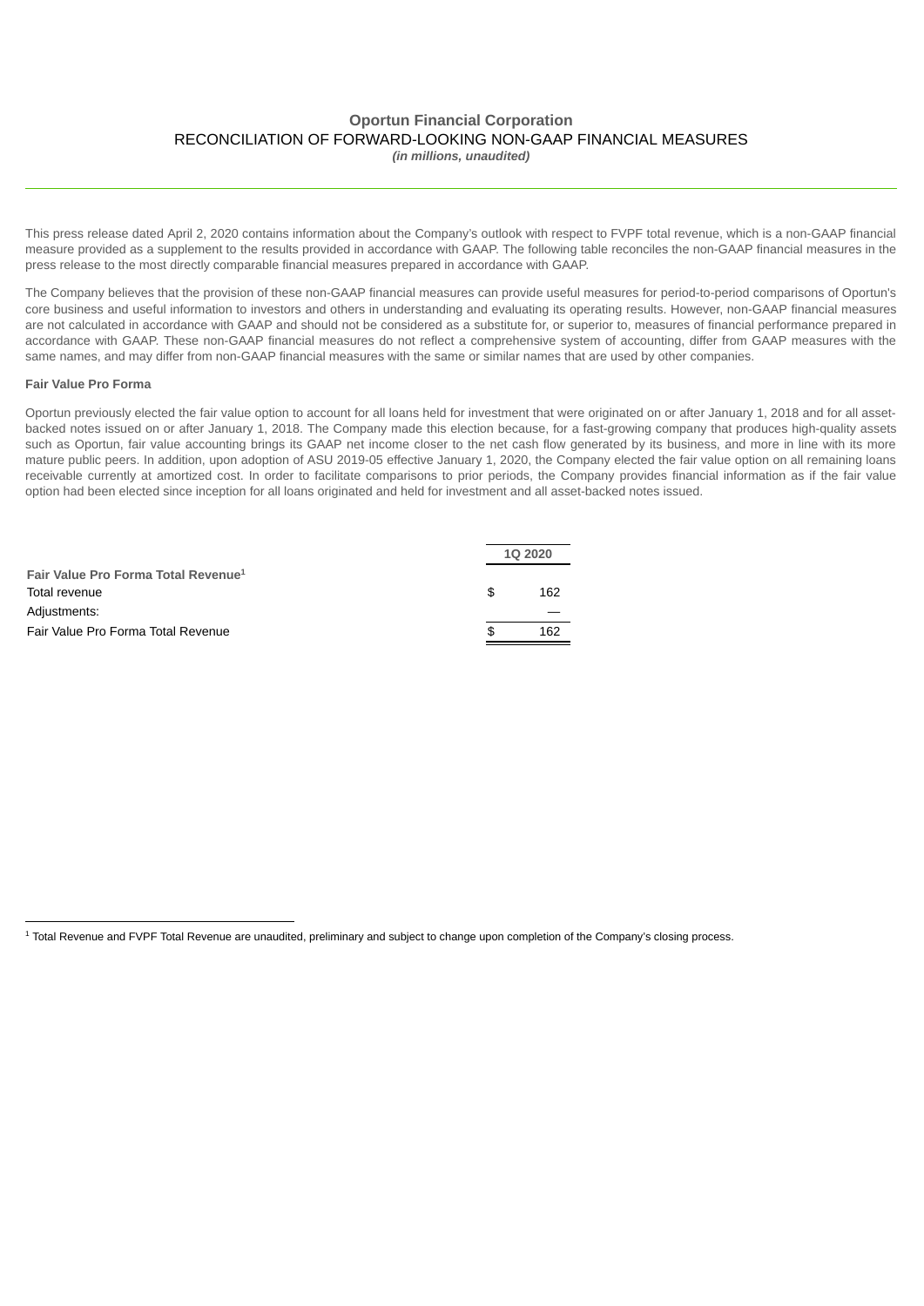# Oportun Financial Corporation

## RECONCILIATION OF FORWARD-LOOKING NON-GAAP FINANCIAL MEASURES

***(in millions, unaudited)***

This press release dated April 2, 2020 contains information about the Company's outlook with respect to FVPF total revenue, which is a non-GAAP financial measure provided as a supplement to the results provided in accordance with GAAP. The following table reconciles the non-GAAP financial measures in the press release to the most directly comparable financial measures prepared in accordance with GAAP.

The Company believes that the provision of these non-GAAP financial measures can provide useful measures for period-to-period comparisons of Oportun's core business and useful information to investors and others in understanding and evaluating its operating results. However, non-GAAP financial measures are not calculated in accordance with GAAP and should not be considered as a substitute for, or superior to, measures of financial performance prepared in accordance with GAAP. These non-GAAP financial measures do not reflect a comprehensive system of accounting, differ from GAAP measures with the same names, and may differ from non-GAAP financial measures with the same or similar names that are used by other companies.

**Fair Value Pro Forma**

Oportun previously elected the fair value option to account for all loans held for investment that were originated on or after January 1, 2018 and for all asset-backed notes issued on or after January 1, 2018. The Company made this election because, for a fast-growing company that produces high-quality assets such as Oportun, fair value accounting brings its GAAP net income closer to the net cash flow generated by its business, and more in line with its more mature public peers. In addition, upon adoption of ASU 2019-05 effective January 1, 2020, the Company elected the fair value option on all remaining loans receivable currently at amortized cost. In order to facilitate comparisons to prior periods, the Company provides financial information as if the fair value option had been elected since inception for all loans originated and held for investment and all asset-backed notes issued.

| | 1Q 2020 |
|---|---|
| **Fair Value Pro Forma Total Revenue**[1] | |
| Total revenue | $ 162 |
| Adjustments: | — |
| Fair Value Pro Forma Total Revenue | $ 162 |

[1] Total Revenue and FVPF Total Revenue are unaudited, preliminary and subject to change upon completion of the Company's closing process.